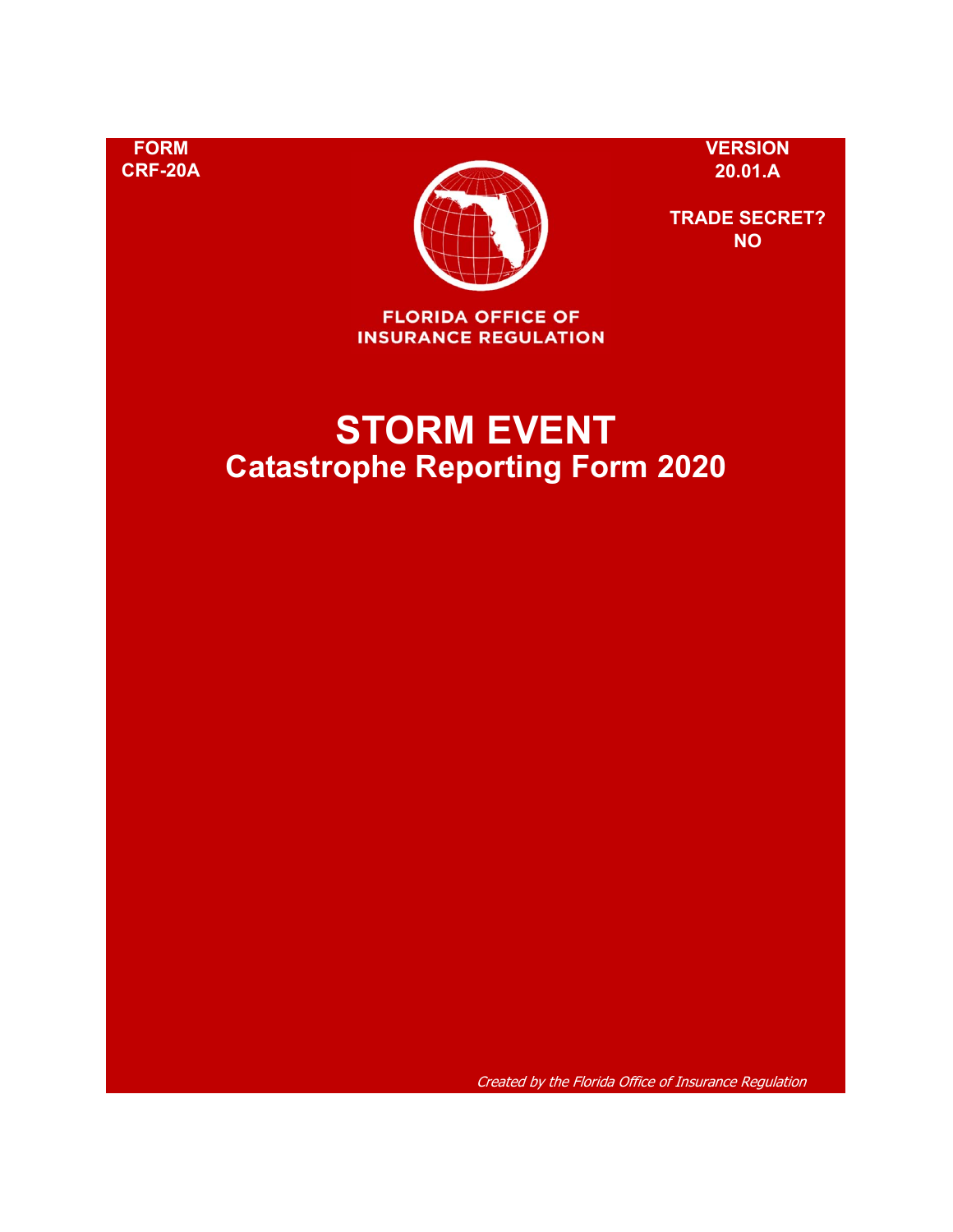FORM
CRF-20A

VERSION
20.01.A

TRADE SECRET?
NO

FLORIDA OFFICE OF
INSURANCE REGULATION

# STORM EVENT
## Catastrophe Reporting Form 2020

*Created by the Florida Office of Insurance Regulation*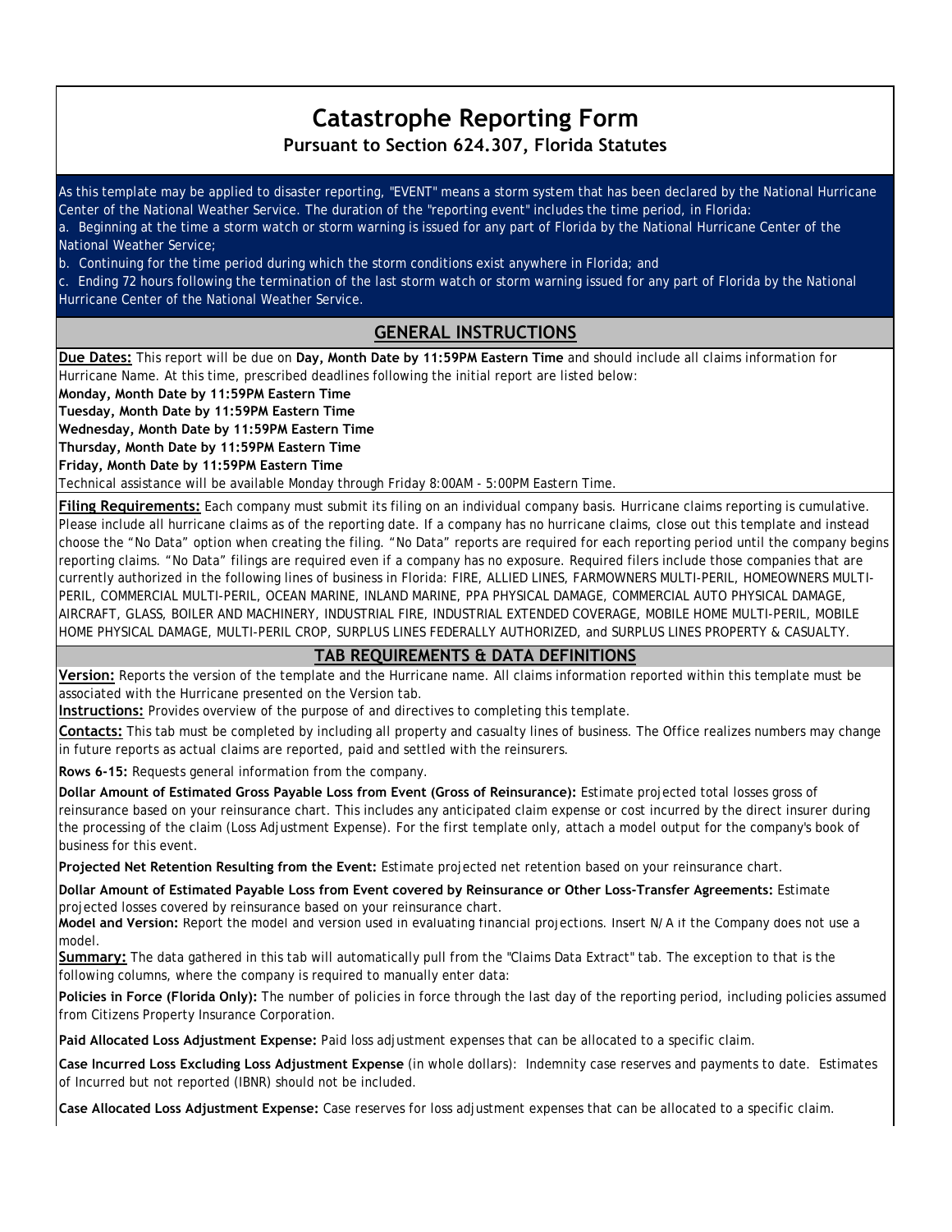# Catastrophe Reporting Form

## Pursuant to Section 624.307, Florida Statutes

As this template may be applied to disaster reporting, "EVENT" means a storm system that has been declared by the National Hurricane Center of the National Weather Service. The duration of the "reporting event" includes the time period, in Florida:

a. Beginning at the time a storm watch or storm warning is issued for any part of Florida by the National Hurricane Center of the National Weather Service;

b. Continuing for the time period during which the storm conditions exist anywhere in Florida; and

c. Ending 72 hours following the termination of the last storm watch or storm warning issued for any part of Florida by the National Hurricane Center of the National Weather Service.

## GENERAL INSTRUCTIONS

**Due Dates:** This report will be due on **Day, Month Date by 11:59PM Eastern Time** and should include all claims information for Hurricane Name. At this time, prescribed deadlines following the initial report are listed below:

**Monday, Month Date by 11:59PM Eastern Time**
**Tuesday, Month Date by 11:59PM Eastern Time**
**Wednesday, Month Date by 11:59PM Eastern Time**
**Thursday, Month Date by 11:59PM Eastern Time**
**Friday, Month Date by 11:59PM Eastern Time**

Technical assistance will be available Monday through Friday 8:00AM - 5:00PM Eastern Time.

**Filing Requirements:** Each company must submit its filing on an individual company basis. Hurricane claims reporting is cumulative. Please include all hurricane claims as of the reporting date. If a company has no hurricane claims, close out this template and instead choose the "No Data" option when creating the filing. "No Data" reports are required for each reporting period until the company begins reporting claims. "No Data" filings are required even if a company has no exposure. Required filers include those companies that are currently authorized in the following lines of business in Florida: FIRE, ALLIED LINES, FARMOWNERS MULTI-PERIL, HOMEOWNERS MULTI-PERIL, COMMERCIAL MULTI-PERIL, OCEAN MARINE, INLAND MARINE, PPA PHYSICAL DAMAGE, COMMERCIAL AUTO PHYSICAL DAMAGE, AIRCRAFT, GLASS, BOILER AND MACHINERY, INDUSTRIAL FIRE, INDUSTRIAL EXTENDED COVERAGE, MOBILE HOME MULTI-PERIL, MOBILE HOME PHYSICAL DAMAGE, MULTI-PERIL CROP, SURPLUS LINES FEDERALLY AUTHORIZED, and SURPLUS LINES PROPERTY & CASUALTY.

## TAB REQUIREMENTS & DATA DEFINITIONS

**Version:** Reports the version of the template and the Hurricane name. All claims information reported within this template must be associated with the Hurricane presented on the Version tab.

**Instructions:** Provides overview of the purpose of and directives to completing this template.

**Contacts:** This tab must be completed by including all property and casualty lines of business. The Office realizes numbers may change in future reports as actual claims are reported, paid and settled with the reinsurers.

**Rows 6-15:** Requests general information from the company.

**Dollar Amount of Estimated Gross Payable Loss from Event (Gross of Reinsurance):** Estimate projected total losses gross of reinsurance based on your reinsurance chart. This includes any anticipated claim expense or cost incurred by the direct insurer during the processing of the claim (Loss Adjustment Expense). For the first template only, attach a model output for the company's book of business for this event.

**Projected Net Retention Resulting from the Event:** Estimate projected net retention based on your reinsurance chart.

**Dollar Amount of Estimated Payable Loss from Event covered by Reinsurance or Other Loss-Transfer Agreements:** Estimate projected losses covered by reinsurance based on your reinsurance chart.

**Model and Version:** Report the model and version used in evaluating financial projections. Insert N/A if the Company does not use a model.

**Summary:** The data gathered in this tab will automatically pull from the "Claims Data Extract" tab. The exception to that is the following columns, where the company is required to manually enter data:

**Policies in Force (Florida Only):** The number of policies in force through the last day of the reporting period, including policies assumed from Citizens Property Insurance Corporation.

**Paid Allocated Loss Adjustment Expense:** Paid loss adjustment expenses that can be allocated to a specific claim.

**Case Incurred Loss Excluding Loss Adjustment Expense** (in whole dollars): Indemnity case reserves and payments to date. Estimates of Incurred but not reported (IBNR) should not be included.

**Case Allocated Loss Adjustment Expense:** Case reserves for loss adjustment expenses that can be allocated to a specific claim.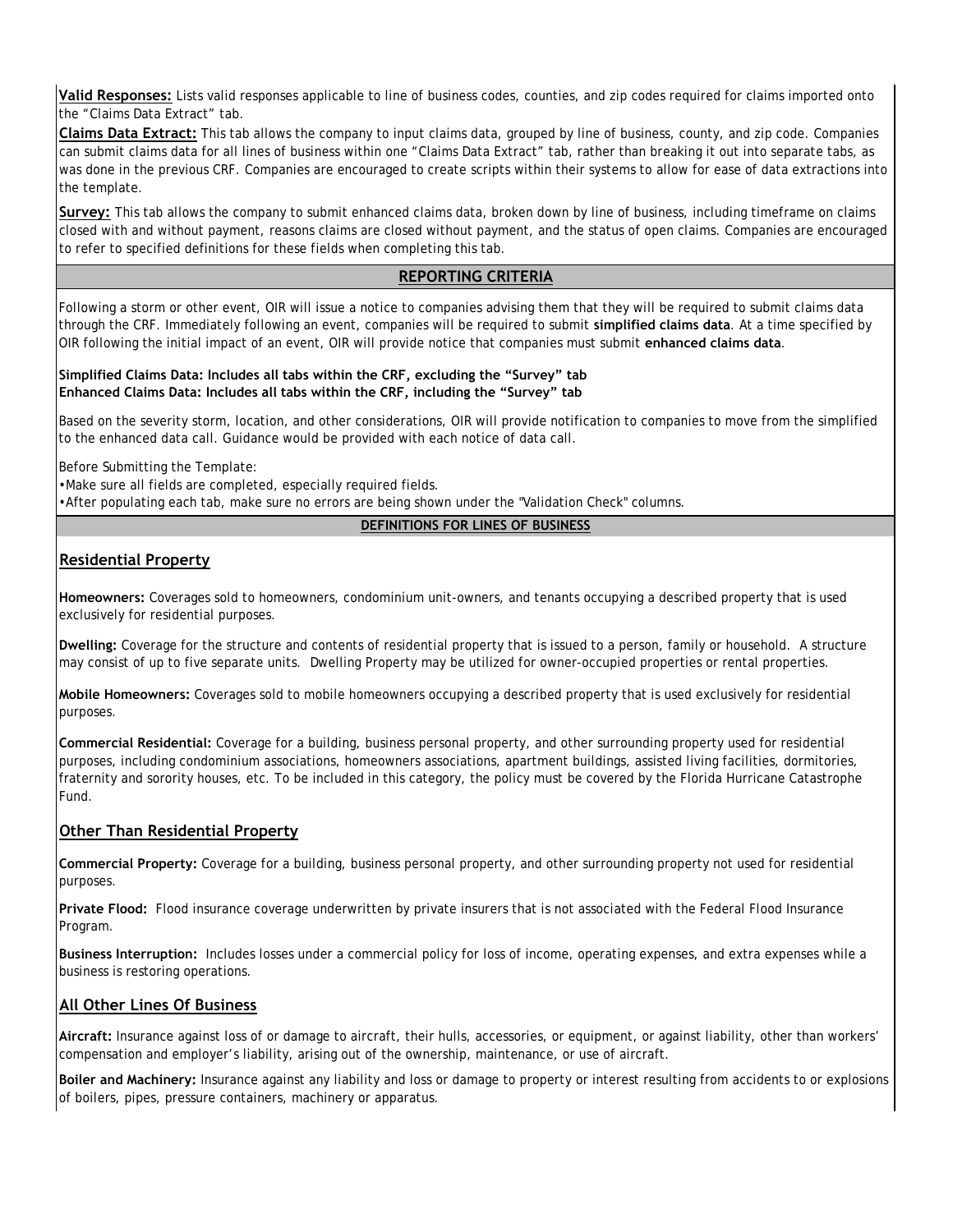**Valid Responses:** Lists valid responses applicable to line of business codes, counties, and zip codes required for claims imported onto the "Claims Data Extract" tab.

**Claims Data Extract:** This tab allows the company to input claims data, grouped by line of business, county, and zip code. Companies can submit claims data for all lines of business within one "Claims Data Extract" tab, rather than breaking it out into separate tabs, as was done in the previous CRF. Companies are encouraged to create scripts within their systems to allow for ease of data extractions into the template.

**Survey:** This tab allows the company to submit enhanced claims data, broken down by line of business, including timeframe on claims closed with and without payment, reasons claims are closed without payment, and the status of open claims. Companies are encouraged to refer to specified definitions for these fields when completing this tab.

## REPORTING CRITERIA

Following a storm or other event, OIR will issue a notice to companies advising them that they will be required to submit claims data through the CRF. Immediately following an event, companies will be required to submit **simplified claims data**. At a time specified by OIR following the initial impact of an event, OIR will provide notice that companies must submit **enhanced claims data**.

**Simplified Claims Data: Includes all tabs within the CRF, excluding the "Survey" tab**
**Enhanced Claims Data: Includes all tabs within the CRF, including the "Survey" tab**

Based on the severity storm, location, and other considerations, OIR will provide notification to companies to move from the simplified to the enhanced data call. Guidance would be provided with each notice of data call.

Before Submitting the Template:
- Make sure all fields are completed, especially required fields.
- After populating each tab, make sure no errors are being shown under the "Validation Check" columns.

## DEFINITIONS FOR LINES OF BUSINESS

### Residential Property

**Homeowners:** Coverages sold to homeowners, condominium unit-owners, and tenants occupying a described property that is used exclusively for residential purposes.

**Dwelling:** Coverage for the structure and contents of residential property that is issued to a person, family or household. A structure may consist of up to five separate units. Dwelling Property may be utilized for owner-occupied properties or rental properties.

**Mobile Homeowners:** Coverages sold to mobile homeowners occupying a described property that is used exclusively for residential purposes.

**Commercial Residential:** Coverage for a building, business personal property, and other surrounding property used for residential purposes, including condominium associations, homeowners associations, apartment buildings, assisted living facilities, dormitories, fraternity and sorority houses, etc. To be included in this category, the policy must be covered by the Florida Hurricane Catastrophe Fund.

### Other Than Residential Property

**Commercial Property:** Coverage for a building, business personal property, and other surrounding property not used for residential purposes.

**Private Flood:** Flood insurance coverage underwritten by private insurers that is not associated with the Federal Flood Insurance Program.

**Business Interruption:** Includes losses under a commercial policy for loss of income, operating expenses, and extra expenses while a business is restoring operations.

### All Other Lines Of Business

**Aircraft:** Insurance against loss of or damage to aircraft, their hulls, accessories, or equipment, or against liability, other than workers' compensation and employer's liability, arising out of the ownership, maintenance, or use of aircraft.

**Boiler and Machinery:** Insurance against any liability and loss or damage to property or interest resulting from accidents to or explosions of boilers, pipes, pressure containers, machinery or apparatus.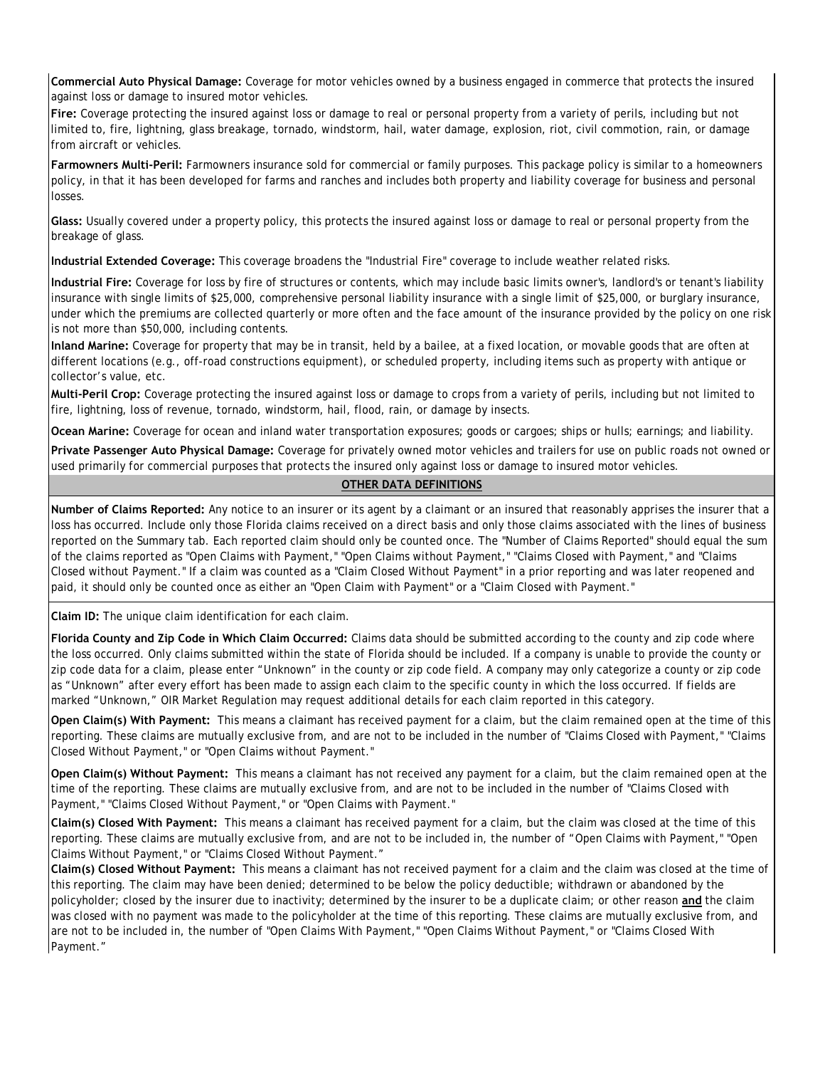**Commercial Auto Physical Damage:** Coverage for motor vehicles owned by a business engaged in commerce that protects the insured against loss or damage to insured motor vehicles.

**Fire:** Coverage protecting the insured against loss or damage to real or personal property from a variety of perils, including but not limited to, fire, lightning, glass breakage, tornado, windstorm, hail, water damage, explosion, riot, civil commotion, rain, or damage from aircraft or vehicles.

**Farmowners Multi-Peril:** Farmowners insurance sold for commercial or family purposes. This package policy is similar to a homeowners policy, in that it has been developed for farms and ranches and includes both property and liability coverage for business and personal losses.

**Glass:** Usually covered under a property policy, this protects the insured against loss or damage to real or personal property from the breakage of glass.

**Industrial Extended Coverage:** This coverage broadens the "Industrial Fire" coverage to include weather related risks.

**Industrial Fire:** Coverage for loss by fire of structures or contents, which may include basic limits owner's, landlord's or tenant's liability insurance with single limits of $25,000, comprehensive personal liability insurance with a single limit of $25,000, or burglary insurance, under which the premiums are collected quarterly or more often and the face amount of the insurance provided by the policy on one risk is not more than $50,000, including contents.

**Inland Marine:** Coverage for property that may be in transit, held by a bailee, at a fixed location, or movable goods that are often at different locations (e.g., off-road constructions equipment), or scheduled property, including items such as property with antique or collector's value, etc.

**Multi-Peril Crop:** Coverage protecting the insured against loss or damage to crops from a variety of perils, including but not limited to fire, lightning, loss of revenue, tornado, windstorm, hail, flood, rain, or damage by insects.

**Ocean Marine:** Coverage for ocean and inland water transportation exposures; goods or cargoes; ships or hulls; earnings; and liability.

**Private Passenger Auto Physical Damage:** Coverage for privately owned motor vehicles and trailers for use on public roads not owned or used primarily for commercial purposes that protects the insured only against loss or damage to insured motor vehicles.

## OTHER DATA DEFINITIONS

**Number of Claims Reported:** Any notice to an insurer or its agent by a claimant or an insured that reasonably apprises the insurer that a loss has occurred. Include only those Florida claims received on a direct basis and only those claims associated with the lines of business reported on the Summary tab. Each reported claim should only be counted once. The "Number of Claims Reported" should equal the sum of the claims reported as "Open Claims with Payment," "Open Claims without Payment," "Claims Closed with Payment," and "Claims Closed without Payment." If a claim was counted as a "Claim Closed Without Payment" in a prior reporting and was later reopened and paid, it should only be counted once as either an "Open Claim with Payment" or a "Claim Closed with Payment."

**Claim ID:** The unique claim identification for each claim.

**Florida County and Zip Code in Which Claim Occurred:** Claims data should be submitted according to the county and zip code where the loss occurred. Only claims submitted within the state of Florida should be included. If a company is unable to provide the county or zip code data for a claim, please enter "Unknown" in the county or zip code field. A company may only categorize a county or zip code as "Unknown" after every effort has been made to assign each claim to the specific county in which the loss occurred. If fields are marked "Unknown," OIR Market Regulation may request additional details for each claim reported in this category.

**Open Claim(s) With Payment:** This means a claimant has received payment for a claim, but the claim remained open at the time of this reporting. These claims are mutually exclusive from, and are not to be included in the number of "Claims Closed with Payment," "Claims Closed Without Payment," or "Open Claims without Payment."

**Open Claim(s) Without Payment:** This means a claimant has not received any payment for a claim, but the claim remained open at the time of the reporting. These claims are mutually exclusive from, and are not to be included in the number of "Claims Closed with Payment," "Claims Closed Without Payment," or "Open Claims with Payment."

**Claim(s) Closed With Payment:** This means a claimant has received payment for a claim, but the claim was closed at the time of this reporting. These claims are mutually exclusive from, and are not to be included in, the number of "Open Claims with Payment," "Open Claims Without Payment," or "Claims Closed Without Payment."

**Claim(s) Closed Without Payment:** This means a claimant has not received payment for a claim and the claim was closed at the time of this reporting. The claim may have been denied; determined to be below the policy deductible; withdrawn or abandoned by the policyholder; closed by the insurer due to inactivity; determined by the insurer to be a duplicate claim; or other reason **and** the claim was closed with no payment was made to the policyholder at the time of this reporting. These claims are mutually exclusive from, and are not to be included in, the number of "Open Claims With Payment," "Open Claims Without Payment," or "Claims Closed With Payment."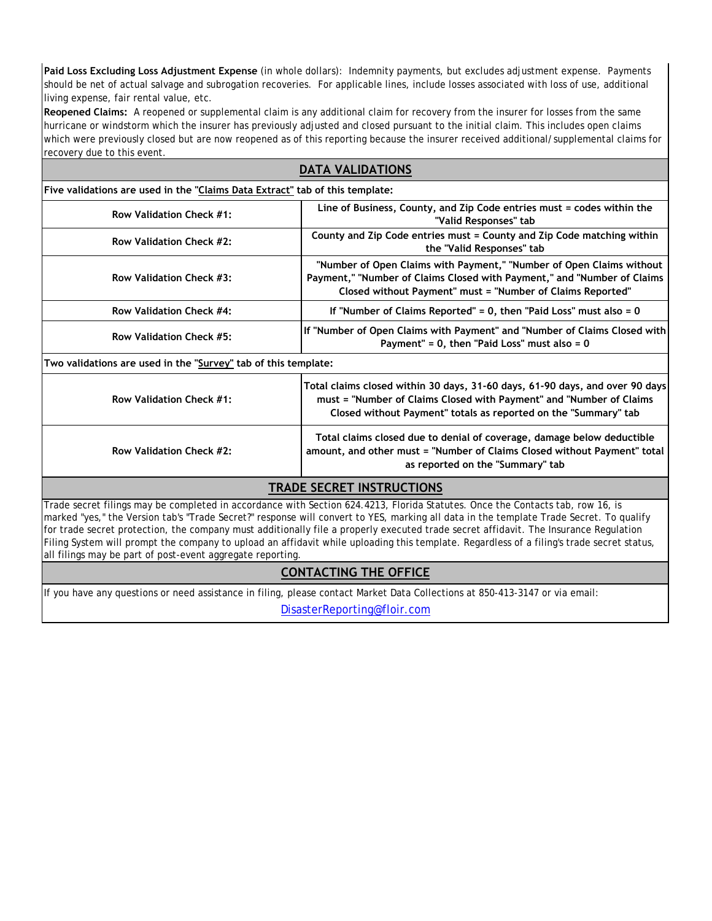**Paid Loss Excluding Loss Adjustment Expense** (in whole dollars): Indemnity payments, but excludes adjustment expense. Payments should be net of actual salvage and subrogation recoveries. For applicable lines, include losses associated with loss of use, additional living expense, fair rental value, etc.

**Reopened Claims:** A reopened or supplemental claim is any additional claim for recovery from the insurer for losses from the same hurricane or windstorm which the insurer has previously adjusted and closed pursuant to the initial claim. This includes open claims which were previously closed but are now reopened as of this reporting because the insurer received additional/supplemental claims for recovery due to this event.

## DATA VALIDATIONS

**Five validations are used in the "Claims Data Extract" tab of this template:**

| | |
|---|---|
| **Row Validation Check #1:** | **Line of Business, County, and Zip Code entries must = codes within the "Valid Responses" tab** |
| **Row Validation Check #2:** | **County and Zip Code entries must = County and Zip Code matching within the "Valid Responses" tab** |
| **Row Validation Check #3:** | **"Number of Open Claims with Payment," "Number of Open Claims without Payment," "Number of Claims Closed with Payment," and "Number of Claims Closed without Payment" must = "Number of Claims Reported"** |
| **Row Validation Check #4:** | **If "Number of Claims Reported" = 0, then "Paid Loss" must also = 0** |
| **Row Validation Check #5:** | **If "Number of Open Claims with Payment" and "Number of Claims Closed with Payment" = 0, then "Paid Loss" must also = 0** |

**Two validations are used in the "Survey" tab of this template:**

| | |
|---|---|
| **Row Validation Check #1:** | **Total claims closed within 30 days, 31-60 days, 61-90 days, and over 90 days must = "Number of Claims Closed with Payment" and "Number of Claims Closed without Payment" totals as reported on the "Summary" tab** |
| **Row Validation Check #2:** | **Total claims closed due to denial of coverage, damage below deductible amount, and other must = "Number of Claims Closed without Payment" total as reported on the "Summary" tab** |

## TRADE SECRET INSTRUCTIONS

Trade secret filings may be completed in accordance with Section 624.4213, Florida Statutes. Once the Contacts tab, row 16, is marked "yes," the Version tab's "Trade Secret?" response will convert to YES, marking all data in the template Trade Secret. To qualify for trade secret protection, the company must additionally file a properly executed trade secret affidavit. The Insurance Regulation Filing System will prompt the company to upload an affidavit while uploading this template. Regardless of a filing's trade secret status, all filings may be part of post-event aggregate reporting.

## CONTACTING THE OFFICE

If you have any questions or need assistance in filing, please contact Market Data Collections at 850-413-3147 or via email:

DisasterReporting@floir.com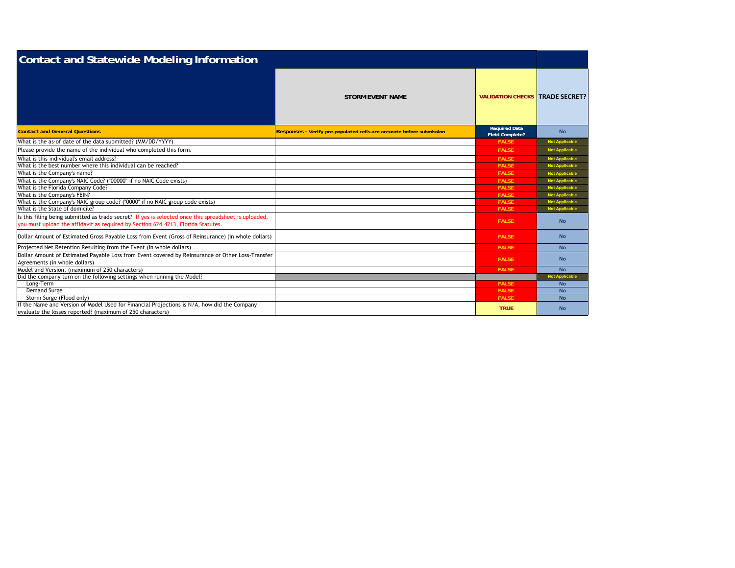# Contact and Statewide Modeling Information

| | STORM EVENT NAME | VALIDATION CHECKS | TRADE SECRET? |
|---|---|---|---|
| **Contact and General Questions** | **Responses - Verify pre-populated cells are accurate before submission** | **Required Data Field Complete?** | No |
| What is the as-of date of the data submitted? (MM/DD/YYYY) | | FALSE | Not Applicable |
| Please provide the name of the individual who completed this form. | | FALSE | Not Applicable |
| What is this individual's email address? | | FALSE | Not Applicable |
| What is the best number where this individual can be reached? | | FALSE | Not Applicable |
| What is the Company's name? | | FALSE | Not Applicable |
| What is the Company's NAIC Code? ("00000" if no NAIC Code exists) | | FALSE | Not Applicable |
| What is the Florida Company Code? | | FALSE | Not Applicable |
| What is the Company's FEIN? | | FALSE | Not Applicable |
| What is the Company's NAIC group code? ("0000" if no NAIC group code exists) | | FALSE | Not Applicable |
| What is the State of domicile? | | FALSE | Not Applicable |
| Is this filing being submitted as trade secret? If yes is selected once this spreadsheet is uploaded, you must upload the affidavit as required by Section 624.4213, Florida Statutes. | | FALSE | No |
| Dollar Amount of Estimated Gross Payable Loss from Event (Gross of Reinsurance) (in whole dollars) | | FALSE | No |
| Projected Net Retention Resulting from the Event (in whole dollars) | | FALSE | No |
| Dollar Amount of Estimated Payable Loss from Event covered by Reinsurance or Other Loss-Transfer Agreements (in whole dollars) | | FALSE | No |
| Model and Version. (maximum of 250 characters) | | FALSE | No |
| Did the company turn on the following settings when running the Model? | | | Not Applicable |
| Long-Term | | FALSE | No |
| Demand Surge | | FALSE | No |
| Storm Surge (Flood only) | | FALSE | No |
| If the Name and Version of Model Used for Financial Projections is N/A, how did the Company evaluate the losses reported? (maximum of 250 characters) | | TRUE | No |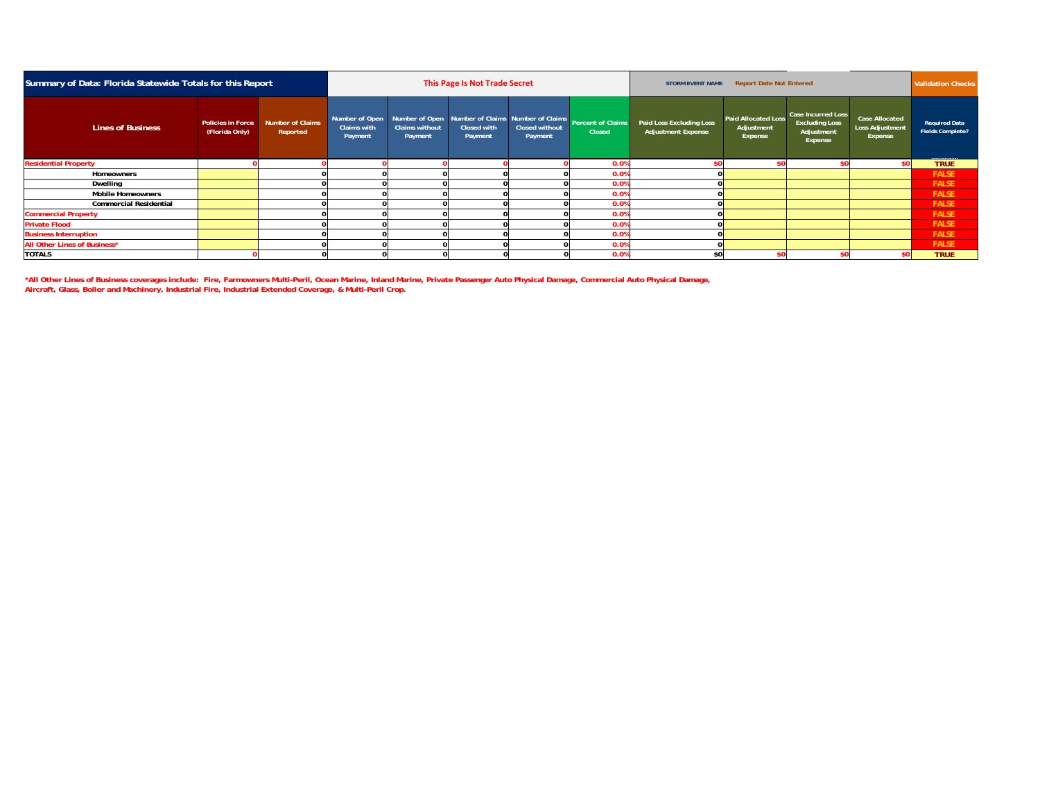| Summary of Data: Florida Statewide Totals for this Report | | | This Page Is Not Trade Secret | | | | | STORM EVENT NAME | Report Date Not Entered | | | Validation Checks |
|---|---|---|---|---|---|---|---|---|---|---|---|---|
| Lines of Business | Policies in Force (Florida Only) | Number of Claims Reported | Number of Open Claims with Payment | Number of Open Claims without Payment | Number of Claims Closed with Payment | Number of Claims Closed without Payment | Percent of Claims Closed | Paid Loss Excluding Loss Adjustment Expense | Paid Allocated Loss Adjustment Expense | Case Incurred Loss Excluding Loss Adjustment Expense | Case Allocated Loss Adjustment Expense | Required Data Fields Complete? |
| Residential Property | 0 | 0 | 0 | 0 | 0 | 0 | 0.0% | $0 | $0 | $0 | $0 | TRUE |
| Homeowners | | 0 | 0 | 0 | 0 | 0 | 0.0% | 0 | | | | FALSE |
| Dwelling | | 0 | 0 | 0 | 0 | 0 | 0.0% | 0 | | | | FALSE |
| Mobile Homeowners | | 0 | 0 | 0 | 0 | 0 | 0.0% | 0 | | | | FALSE |
| Commercial Residential | | 0 | 0 | 0 | 0 | 0 | 0.0% | 0 | | | | FALSE |
| Commercial Property | | 0 | 0 | 0 | 0 | 0 | 0.0% | 0 | | | | FALSE |
| Private Flood | | 0 | 0 | 0 | 0 | 0 | 0.0% | 0 | | | | FALSE |
| Business Interruption | | 0 | 0 | 0 | 0 | 0 | 0.0% | 0 | | | | FALSE |
| All Other Lines of Business* | | 0 | 0 | 0 | 0 | 0 | 0.0% | 0 | | | | FALSE |
| TOTALS | 0 | 0 | 0 | 0 | 0 | 0 | 0.0% | $0 | $0 | $0 | $0 | TRUE |

*All Other Lines of Business coverages include: Fire, Farmowners Multi-Peril, Ocean Marine, Inland Marine, Private Passenger Auto Physical Damage, Commercial Auto Physical Damage, Aircraft, Glass, Boiler and Machinery, Industrial Fire, Industrial Extended Coverage, & Multi-Peril Crop.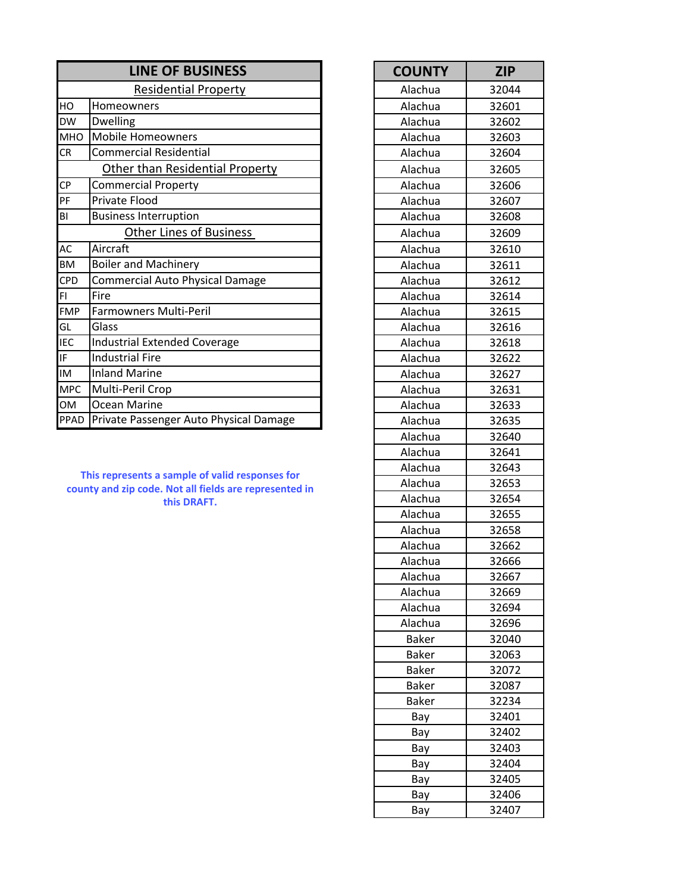| LINE OF BUSINESS | |
|---|---|
| **Residential Property** | |
| HO | Homeowners |
| DW | Dwelling |
| MHO | Mobile Homeowners |
| CR | Commercial Residential |
| **Other than Residential Property** | |
| CP | Commercial Property |
| PF | Private Flood |
| BI | Business Interruption |
| **Other Lines of Business** | |
| AC | Aircraft |
| BM | Boiler and Machinery |
| CPD | Commercial Auto Physical Damage |
| FI | Fire |
| FMP | Farmowners Multi-Peril |
| GL | Glass |
| IEC | Industrial Extended Coverage |
| IF | Industrial Fire |
| IM | Inland Marine |
| MPC | Multi-Peril Crop |
| OM | Ocean Marine |
| PPAD | Private Passenger Auto Physical Damage |

**This represents a sample of valid responses for county and zip code. Not all fields are represented in this DRAFT.**

| COUNTY | ZIP |
|---|---|
| Alachua | 32044 |
| Alachua | 32601 |
| Alachua | 32602 |
| Alachua | 32603 |
| Alachua | 32604 |
| Alachua | 32605 |
| Alachua | 32606 |
| Alachua | 32607 |
| Alachua | 32608 |
| Alachua | 32609 |
| Alachua | 32610 |
| Alachua | 32611 |
| Alachua | 32612 |
| Alachua | 32614 |
| Alachua | 32615 |
| Alachua | 32616 |
| Alachua | 32618 |
| Alachua | 32622 |
| Alachua | 32627 |
| Alachua | 32631 |
| Alachua | 32633 |
| Alachua | 32635 |
| Alachua | 32640 |
| Alachua | 32641 |
| Alachua | 32643 |
| Alachua | 32653 |
| Alachua | 32654 |
| Alachua | 32655 |
| Alachua | 32658 |
| Alachua | 32662 |
| Alachua | 32666 |
| Alachua | 32667 |
| Alachua | 32669 |
| Alachua | 32694 |
| Alachua | 32696 |
| Baker | 32040 |
| Baker | 32063 |
| Baker | 32072 |
| Baker | 32087 |
| Baker | 32234 |
| Bay | 32401 |
| Bay | 32402 |
| Bay | 32403 |
| Bay | 32404 |
| Bay | 32405 |
| Bay | 32406 |
| Bay | 32407 |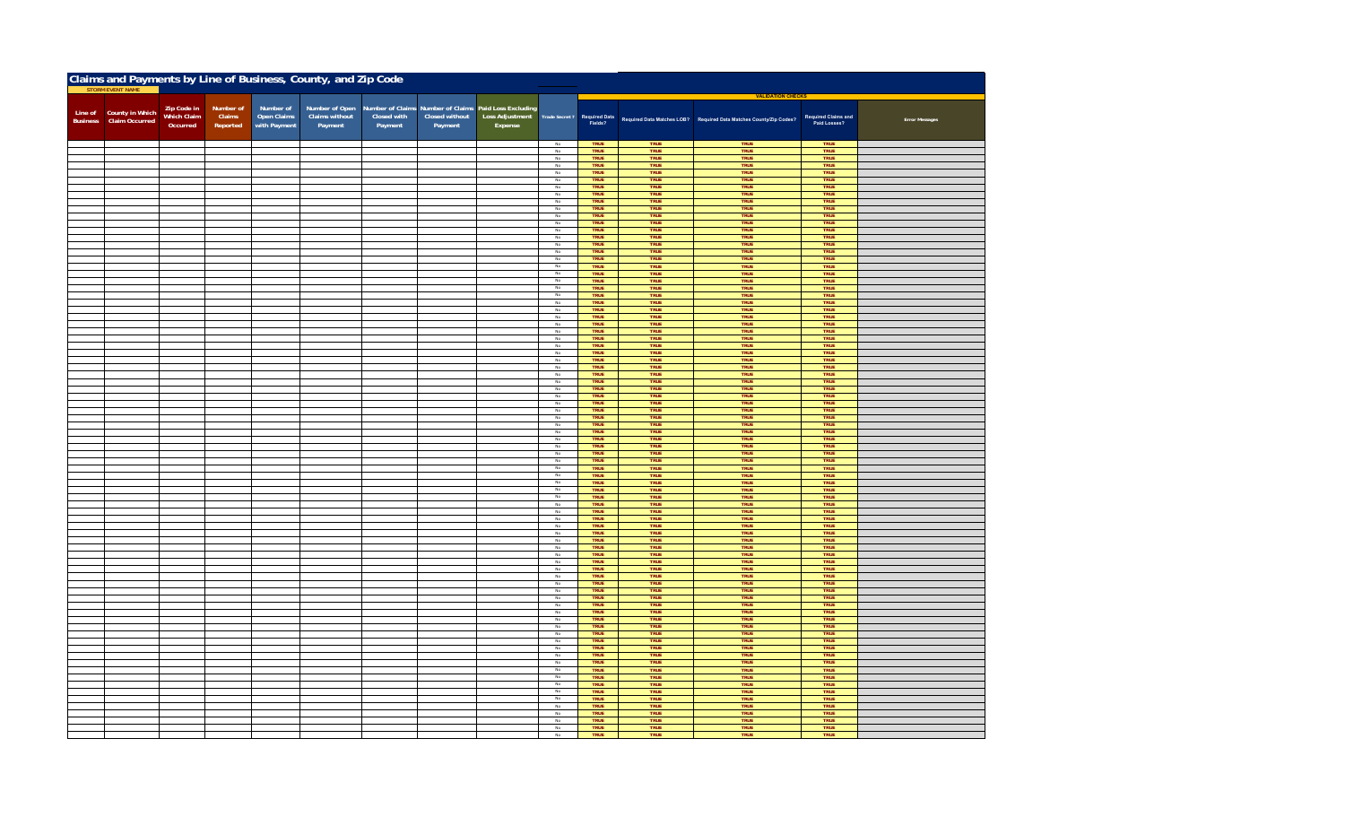# Claims and Payments by Line of Business, County, and Zip Code

STORM/EVENT NAME

| Line of Business | County in Which Claim Occurred | Zip Code in Which Claim Occurred | Number of Claims Reported | Number of Open Claims with Payment | Number of Open Claims without Payment | Number of Claims Closed with Payment | Number of Claims Closed without Payment | Paid Loss Excluding Loss Adjustment Expense | Trade Secret ? | VALIDATION CHECKS | | | | |
|---|---|---|---|---|---|---|---|---|---|---|---|---|---|---|
| | | | | | | | | | | Required Data Fields? | Required Data Matches LOB? | Required Data Matches County/Zip Codes? | Required Claims and Paid Losses? | Error Messages |
| | | | | | | | | | No | TRUE | TRUE | TRUE | TRUE | |
| | | | | | | | | | No | TRUE | TRUE | TRUE | TRUE | |
| | | | | | | | | | No | TRUE | TRUE | TRUE | TRUE | |
| | | | | | | | | | No | TRUE | TRUE | TRUE | TRUE | |
| | | | | | | | | | No | TRUE | TRUE | TRUE | TRUE | |
| | | | | | | | | | No | TRUE | TRUE | TRUE | TRUE | |
| | | | | | | | | | No | TRUE | TRUE | TRUE | TRUE | |
| | | | | | | | | | No | TRUE | TRUE | TRUE | TRUE | |
| | | | | | | | | | No | TRUE | TRUE | TRUE | TRUE | |
| | | | | | | | | | No | TRUE | TRUE | TRUE | TRUE | |
| | | | | | | | | | No | TRUE | TRUE | TRUE | TRUE | |
| | | | | | | | | | No | TRUE | TRUE | TRUE | TRUE | |
| | | | | | | | | | No | TRUE | TRUE | TRUE | TRUE | |
| | | | | | | | | | No | TRUE | TRUE | TRUE | TRUE | |
| | | | | | | | | | No | TRUE | TRUE | TRUE | TRUE | |
| | | | | | | | | | No | TRUE | TRUE | TRUE | TRUE | |
| | | | | | | | | | No | TRUE | TRUE | TRUE | TRUE | |
| | | | | | | | | | No | TRUE | TRUE | TRUE | TRUE | |
| | | | | | | | | | No | TRUE | TRUE | TRUE | TRUE | |
| | | | | | | | | | No | TRUE | TRUE | TRUE | TRUE | |
| | | | | | | | | | No | TRUE | TRUE | TRUE | TRUE | |
| | | | | | | | | | No | TRUE | TRUE | TRUE | TRUE | |
| | | | | | | | | | No | TRUE | TRUE | TRUE | TRUE | |
| | | | | | | | | | No | TRUE | TRUE | TRUE | TRUE | |
| | | | | | | | | | No | TRUE | TRUE | TRUE | TRUE | |
| | | | | | | | | | No | TRUE | TRUE | TRUE | TRUE | |
| | | | | | | | | | No | TRUE | TRUE | TRUE | TRUE | |
| | | | | | | | | | No | TRUE | TRUE | TRUE | TRUE | |
| | | | | | | | | | No | TRUE | TRUE | TRUE | TRUE | |
| | | | | | | | | | No | TRUE | TRUE | TRUE | TRUE | |
| | | | | | | | | | No | TRUE | TRUE | TRUE | TRUE | |
| | | | | | | | | | No | TRUE | TRUE | TRUE | TRUE | |
| | | | | | | | | | No | TRUE | TRUE | TRUE | TRUE | |
| | | | | | | | | | No | TRUE | TRUE | TRUE | TRUE | |
| | | | | | | | | | No | TRUE | TRUE | TRUE | TRUE | |
| | | | | | | | | | No | TRUE | TRUE | TRUE | TRUE | |
| | | | | | | | | | No | TRUE | TRUE | TRUE | TRUE | |
| | | | | | | | | | No | TRUE | TRUE | TRUE | TRUE | |
| | | | | | | | | | No | TRUE | TRUE | TRUE | TRUE | |
| | | | | | | | | | No | TRUE | TRUE | TRUE | TRUE | |
| | | | | | | | | | No | TRUE | TRUE | TRUE | TRUE | |
| | | | | | | | | | No | TRUE | TRUE | TRUE | TRUE | |
| | | | | | | | | | No | TRUE | TRUE | TRUE | TRUE | |
| | | | | | | | | | No | TRUE | TRUE | TRUE | TRUE | |
| | | | | | | | | | No | TRUE | TRUE | TRUE | TRUE | |
| | | | | | | | | | No | TRUE | TRUE | TRUE | TRUE | |
| | | | | | | | | | No | TRUE | TRUE | TRUE | TRUE | |
| | | | | | | | | | No | TRUE | TRUE | TRUE | TRUE | |
| | | | | | | | | | No | TRUE | TRUE | TRUE | TRUE | |
| | | | | | | | | | No | TRUE | TRUE | TRUE | TRUE | |
| | | | | | | | | | No | TRUE | TRUE | TRUE | TRUE | |
| | | | | | | | | | No | TRUE | TRUE | TRUE | TRUE | |
| | | | | | | | | | No | TRUE | TRUE | TRUE | TRUE | |
| | | | | | | | | | No | TRUE | TRUE | TRUE | TRUE | |
| | | | | | | | | | No | TRUE | TRUE | TRUE | TRUE | |
| | | | | | | | | | No | TRUE | TRUE | TRUE | TRUE | |
| | | | | | | | | | No | TRUE | TRUE | TRUE | TRUE | |
| | | | | | | | | | No | TRUE | TRUE | TRUE | TRUE | |
| | | | | | | | | | No | TRUE | TRUE | TRUE | TRUE | |
| | | | | | | | | | No | TRUE | TRUE | TRUE | TRUE | |
| | | | | | | | | | No | TRUE | TRUE | TRUE | TRUE | |
| | | | | | | | | | No | TRUE | TRUE | TRUE | TRUE | |
| | | | | | | | | | No | TRUE | TRUE | TRUE | TRUE | |
| | | | | | | | | | No | TRUE | TRUE | TRUE | TRUE | |
| | | | | | | | | | No | TRUE | TRUE | TRUE | TRUE | |
| | | | | | | | | | No | TRUE | TRUE | TRUE | TRUE | |
| | | | | | | | | | No | TRUE | TRUE | TRUE | TRUE | |
| | | | | | | | | | No | TRUE | TRUE | TRUE | TRUE | |
| | | | | | | | | | No | TRUE | TRUE | TRUE | TRUE | |
| | | | | | | | | | No | TRUE | TRUE | TRUE | TRUE | |
| | | | | | | | | | No | TRUE | TRUE | TRUE | TRUE | |
| | | | | | | | | | No | TRUE | TRUE | TRUE | TRUE | |
| | | | | | | | | | No | TRUE | TRUE | TRUE | TRUE | |
| | | | | | | | | | No | TRUE | TRUE | TRUE | TRUE | |
| | | | | | | | | | No | TRUE | TRUE | TRUE | TRUE | |
| | | | | | | | | | No | TRUE | TRUE | TRUE | TRUE | |
| | | | | | | | | | No | TRUE | TRUE | TRUE | TRUE | |
| | | | | | | | | | No | TRUE | TRUE | TRUE | TRUE | |
| | | | | | | | | | No | TRUE | TRUE | TRUE | TRUE | |
| | | | | | | | | | No | TRUE | TRUE | TRUE | TRUE | |
| | | | | | | | | | No | TRUE | TRUE | TRUE | TRUE | |
| | | | | | | | | | No | TRUE | TRUE | TRUE | TRUE | |
| | | | | | | | | | No | TRUE | TRUE | TRUE | TRUE | |
| | | | | | | | | | No | TRUE | TRUE | TRUE | TRUE | |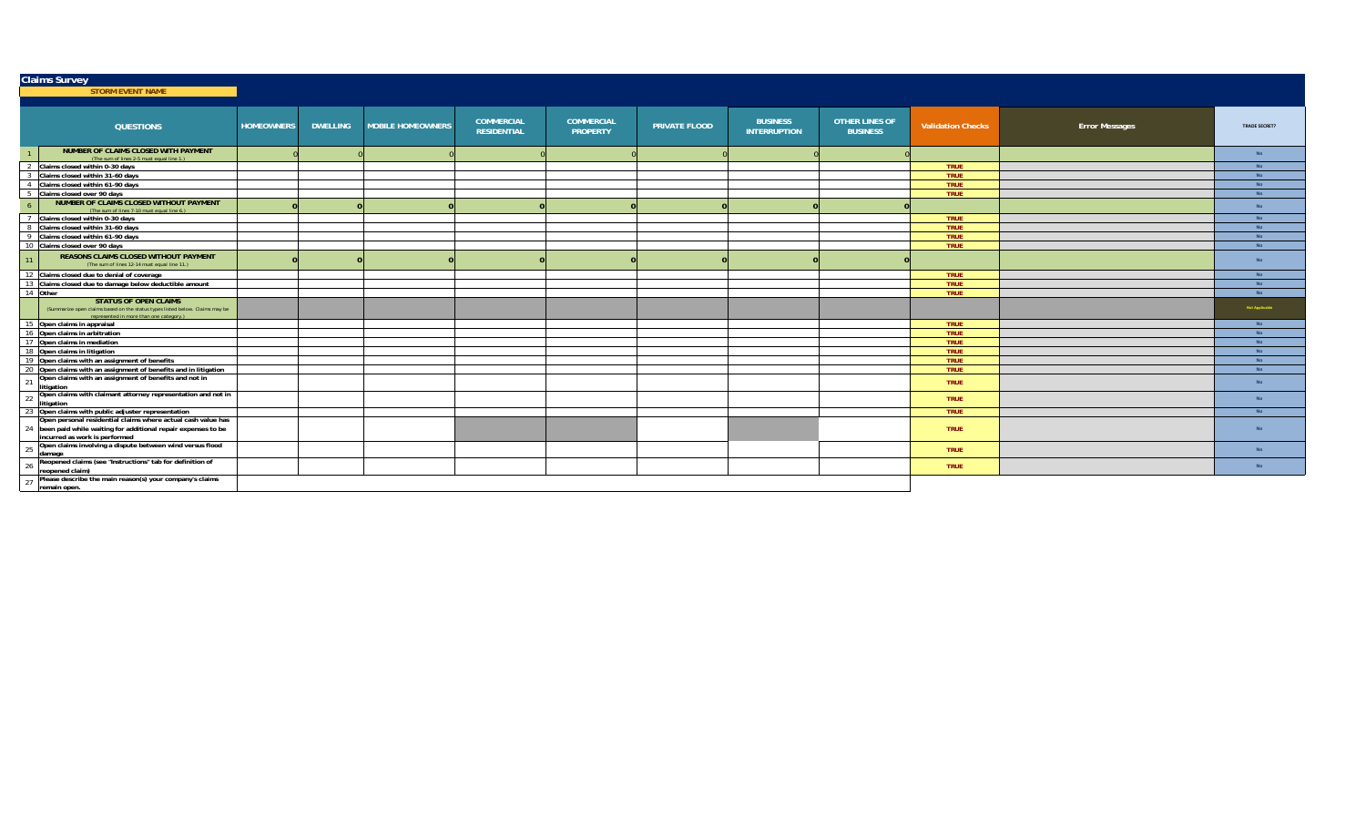# Claims Survey

**STORM EVENT NAME**

| | QUESTIONS | HOMEOWNERS | DWELLING | MOBILE HOMEOWNERS | COMMERCIAL RESIDENTIAL | COMMERCIAL PROPERTY | PRIVATE FLOOD | BUSINESS INTERRUPTION | OTHER LINES OF BUSINESS | Validation Checks | Error Messages | TRADE SECRET? |
|---|---|---|---|---|---|---|---|---|---|---|---|---|
| 1 | **NUMBER OF CLAIMS CLOSED WITH PAYMENT** (The sum of lines 2-5 must equal line 1.) | 0 | 0 | 0 | 0 | 0 | 0 | 0 | 0 | | | No |
| 2 | Claims closed within 0-30 days | | | | | | | | | TRUE | | No |
| 3 | Claims closed within 31-60 days | | | | | | | | | TRUE | | No |
| 4 | Claims closed within 61-90 days | | | | | | | | | TRUE | | No |
| 5 | Claims closed over 90 days | | | | | | | | | TRUE | | No |
| 6 | **NUMBER OF CLAIMS CLOSED WITHOUT PAYMENT** (The sum of lines 7-10 must equal line 6.) | 0 | 0 | 0 | 0 | 0 | 0 | 0 | 0 | | | No |
| 7 | Claims closed within 0-30 days | | | | | | | | | TRUE | | No |
| 8 | Claims closed within 31-60 days | | | | | | | | | TRUE | | No |
| 9 | Claims closed within 61-90 days | | | | | | | | | TRUE | | No |
| 10 | Claims closed over 90 days | | | | | | | | | TRUE | | No |
| 11 | **REASONS CLAIMS CLOSED WITHOUT PAYMENT** (The sum of lines 12-14 must equal line 11.) | 0 | 0 | 0 | 0 | 0 | 0 | 0 | 0 | | | No |
| 12 | Claims closed due to denial of coverage | | | | | | | | | TRUE | | No |
| 13 | Claims closed due to damage below deductible amount | | | | | | | | | TRUE | | No |
| 14 | Other | | | | | | | | | TRUE | | No |
| | **STATUS OF OPEN CLAIMS** (Summarize open claims based on the status types listed below. Claims may be represented in more than one category.) | | | | | | | | | | | Not Applicable |
| 15 | Open claims in appraisal | | | | | | | | | TRUE | | No |
| 16 | Open claims in arbitration | | | | | | | | | TRUE | | No |
| 17 | Open claims in mediation | | | | | | | | | TRUE | | No |
| 18 | Open claims in litigation | | | | | | | | | TRUE | | No |
| 19 | Open claims with an assignment of benefits | | | | | | | | | TRUE | | No |
| 20 | Open claims with an assignment of benefits and in litigation | | | | | | | | | TRUE | | No |
| 21 | Open claims with an assignment of benefits and not in litigation | | | | | | | | | TRUE | | No |
| 22 | Open claims with claimant attorney representation and not in litigation | | | | | | | | | TRUE | | No |
| 23 | Open claims with public adjuster representation | | | | | | | | | TRUE | | No |
| 24 | Open personal residential claims where actual cash value has been paid while waiting for additional repair expenses to be incurred as work is performed | | | | | | | | | TRUE | | No |
| 25 | Open claims involving a dispute between wind versus flood damage | | | | | | | | | TRUE | | No |
| 26 | Reopened claims (see "Instructions" tab for definition of reopened claim) | | | | | | | | | TRUE | | No |
| 27 | Please describe the main reason(s) your company's claims remain open. | | | | | | | | | | | |